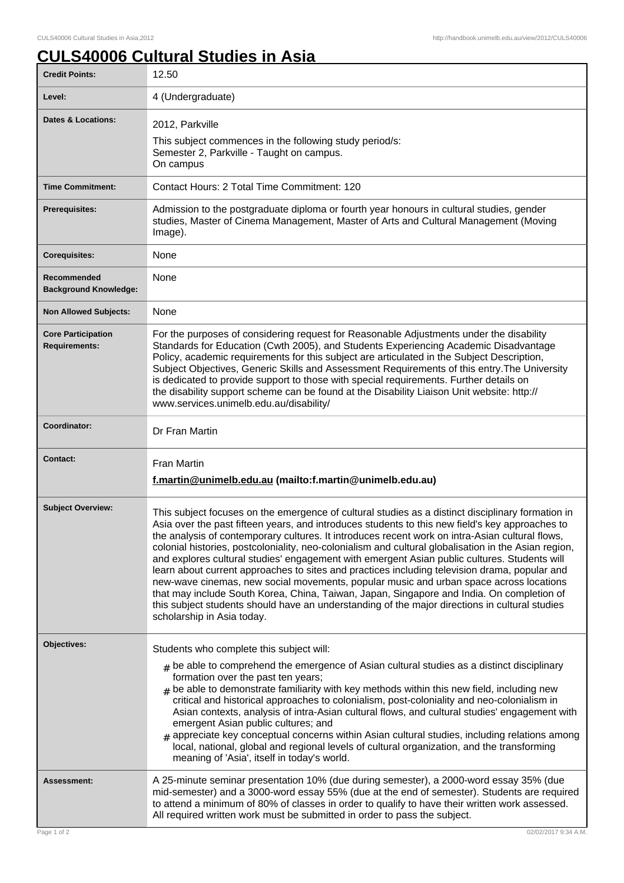# CULS40006 Cultural Studies in Asia

| | |
|---|---|
| **Credit Points:** | 12.50 |
| **Level:** | 4 (Undergraduate) |
| **Dates & Locations:** | 2012, Parkville<br>This subject commences in the following study period/s:<br>Semester 2, Parkville - Taught on campus.<br>On campus |
| **Time Commitment:** | Contact Hours: 2 Total Time Commitment: 120 |
| **Prerequisites:** | Admission to the postgraduate diploma or fourth year honours in cultural studies, gender studies, Master of Cinema Management, Master of Arts and Cultural Management (Moving Image). |
| **Corequisites:** | None |
| **Recommended Background Knowledge:** | None |
| **Non Allowed Subjects:** | None |
| **Core Participation Requirements:** | For the purposes of considering request for Reasonable Adjustments under the disability Standards for Education (Cwth 2005), and Students Experiencing Academic Disadvantage Policy, academic requirements for this subject are articulated in the Subject Description, Subject Objectives, Generic Skills and Assessment Requirements of this entry.The University is dedicated to provide support to those with special requirements. Further details on the disability support scheme can be found at the Disability Liaison Unit website: http://www.services.unimelb.edu.au/disability/ |
| **Coordinator:** | Dr Fran Martin |
| **Contact:** | Fran Martin<br>**f.martin@unimelb.edu.au (mailto:f.martin@unimelb.edu.au)** |
| **Subject Overview:** | This subject focuses on the emergence of cultural studies as a distinct disciplinary formation in Asia over the past fifteen years, and introduces students to this new field's key approaches to the analysis of contemporary cultures. It introduces recent work on intra-Asian cultural flows, colonial histories, postcoloniality, neo-colonialism and cultural globalisation in the Asian region, and explores cultural studies' engagement with emergent Asian public cultures. Students will learn about current approaches to sites and practices including television drama, popular and new-wave cinemas, new social movements, popular music and urban space across locations that may include South Korea, China, Taiwan, Japan, Singapore and India. On completion of this subject students should have an understanding of the major directions in cultural studies scholarship in Asia today. |
| **Objectives:** | Students who complete this subject will:<br># be able to comprehend the emergence of Asian cultural studies as a distinct disciplinary formation over the past ten years;<br># be able to demonstrate familiarity with key methods within this new field, including new critical and historical approaches to colonialism, post-coloniality and neo-colonialism in Asian contexts, analysis of intra-Asian cultural flows, and cultural studies' engagement with emergent Asian public cultures; and<br># appreciate key conceptual concerns within Asian cultural studies, including relations among local, national, global and regional levels of cultural organization, and the transforming meaning of 'Asia', itself in today's world. |
| **Assessment:** | A 25-minute seminar presentation 10% (due during semester), a 2000-word essay 35% (due mid-semester) and a 3000-word essay 55% (due at the end of semester). Students are required to attend a minimum of 80% of classes in order to qualify to have their written work assessed. All required written work must be submitted in order to pass the subject. |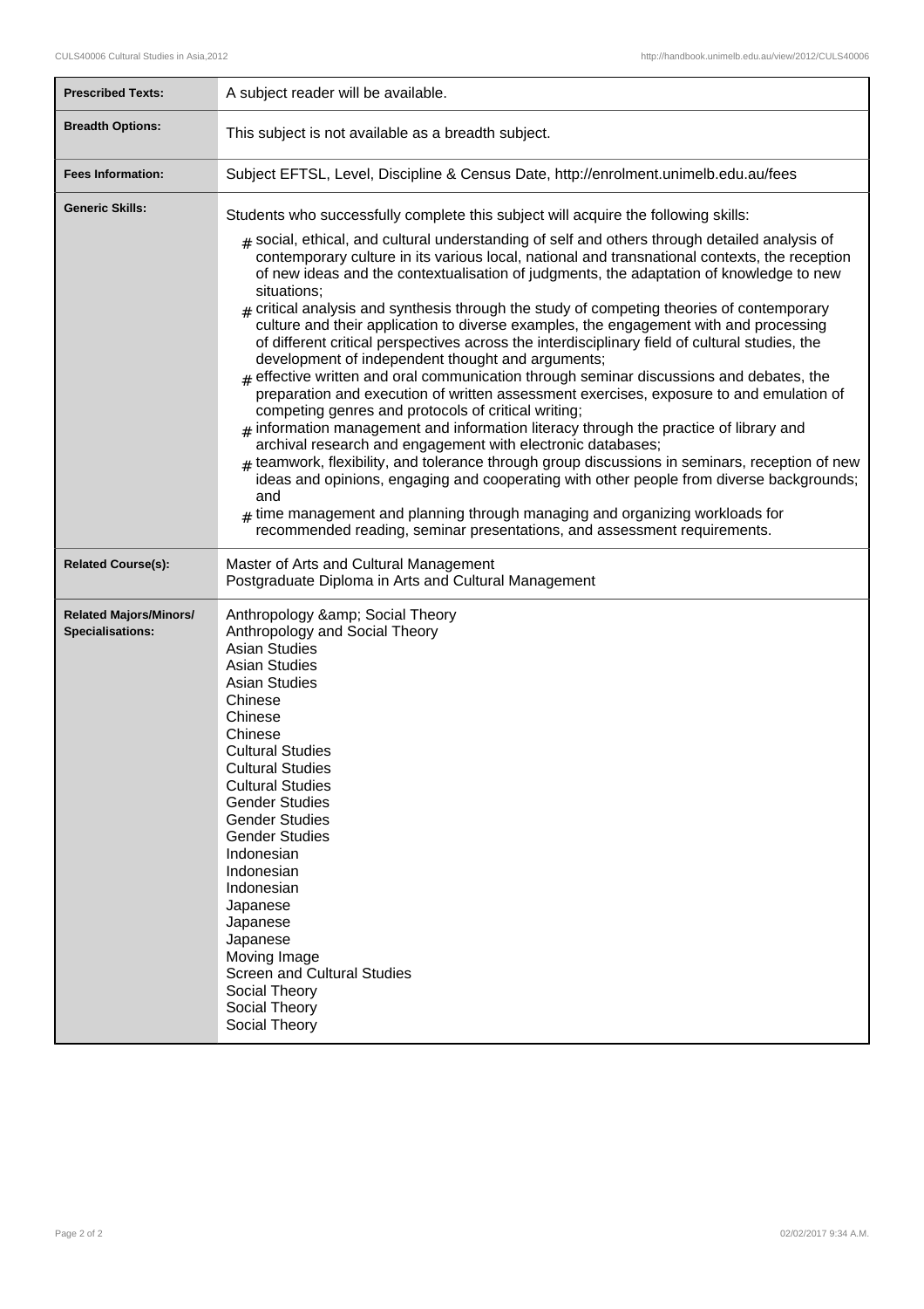| | |
|---|---|
| **Prescribed Texts:** | A subject reader will be available. |
| **Breadth Options:** | This subject is not available as a breadth subject. |
| **Fees Information:** | Subject EFTSL, Level, Discipline & Census Date, http://enrolment.unimelb.edu.au/fees |
| **Generic Skills:** | Students who successfully complete this subject will acquire the following skills:<br># social, ethical, and cultural understanding of self and others through detailed analysis of contemporary culture in its various local, national and transnational contexts, the reception of new ideas and the contextualisation of judgments, the adaptation of knowledge to new situations;<br># critical analysis and synthesis through the study of competing theories of contemporary culture and their application to diverse examples, the engagement with and processing of different critical perspectives across the interdisciplinary field of cultural studies, the development of independent thought and arguments;<br># effective written and oral communication through seminar discussions and debates, the preparation and execution of written assessment exercises, exposure to and emulation of competing genres and protocols of critical writing;<br># information management and information literacy through the practice of library and archival research and engagement with electronic databases;<br># teamwork, flexibility, and tolerance through group discussions in seminars, reception of new ideas and opinions, engaging and cooperating with other people from diverse backgrounds; and<br># time management and planning through managing and organizing workloads for recommended reading, seminar presentations, and assessment requirements. |
| **Related Course(s):** | Master of Arts and Cultural Management<br>Postgraduate Diploma in Arts and Cultural Management |
| **Related Majors/Minors/ Specialisations:** | Anthropology &amp; Social Theory<br>Anthropology and Social Theory<br>Asian Studies<br>Asian Studies<br>Asian Studies<br>Chinese<br>Chinese<br>Chinese<br>Cultural Studies<br>Cultural Studies<br>Cultural Studies<br>Gender Studies<br>Gender Studies<br>Gender Studies<br>Indonesian<br>Indonesian<br>Indonesian<br>Japanese<br>Japanese<br>Japanese<br>Moving Image<br>Screen and Cultural Studies<br>Social Theory<br>Social Theory<br>Social Theory |